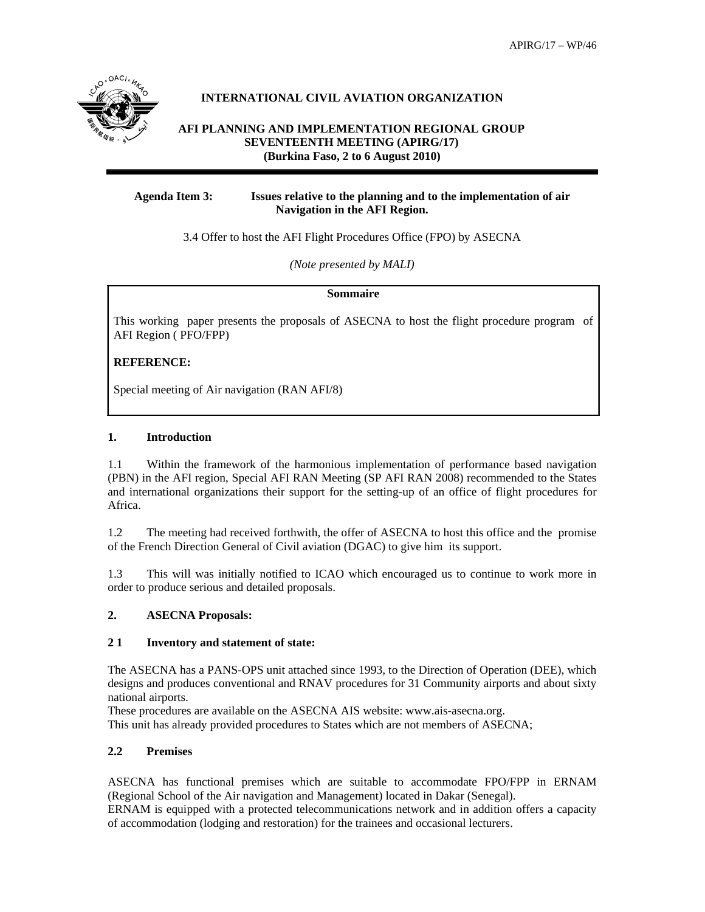APIRG/17 – WP/46

**INTERNATIONAL CIVIL AVIATION ORGANIZATION**

**AFI PLANNING AND IMPLEMENTATION REGIONAL GROUP SEVENTEENTH MEETING (APIRG/17) (Burkina Faso, 2 to 6 August 2010)**

**Agenda Item 3: Issues relative to the planning and to the implementation of air Navigation in the AFI Region.**

3.4 Offer to host the AFI Flight Procedures Office (FPO) by ASECNA

*(Note presented by MALI)*

**Sommaire**

This working paper presents the proposals of ASECNA to host the flight procedure program of AFI Region ( PFO/FPP)

**REFERENCE:**

Special meeting of Air navigation (RAN AFI/8)

## 1. Introduction

1.1 Within the framework of the harmonious implementation of performance based navigation (PBN) in the AFI region, Special AFI RAN Meeting (SP AFI RAN 2008) recommended to the States and international organizations their support for the setting-up of an office of flight procedures for Africa.

1.2 The meeting had received forthwith, the offer of ASECNA to host this office and the promise of the French Direction General of Civil aviation (DGAC) to give him its support.

1.3 This will was initially notified to ICAO which encouraged us to continue to work more in order to produce serious and detailed proposals.

## 2. ASECNA Proposals:

### 2 1 Inventory and statement of state:

The ASECNA has a PANS-OPS unit attached since 1993, to the Direction of Operation (DEE), which designs and produces conventional and RNAV procedures for 31 Community airports and about sixty national airports.

These procedures are available on the ASECNA AIS website: www.ais-asecna.org.

This unit has already provided procedures to States which are not members of ASECNA;

### 2.2 Premises

ASECNA has functional premises which are suitable to accommodate FPO/FPP in ERNAM (Regional School of the Air navigation and Management) located in Dakar (Senegal).

ERNAM is equipped with a protected telecommunications network and in addition offers a capacity of accommodation (lodging and restoration) for the trainees and occasional lecturers.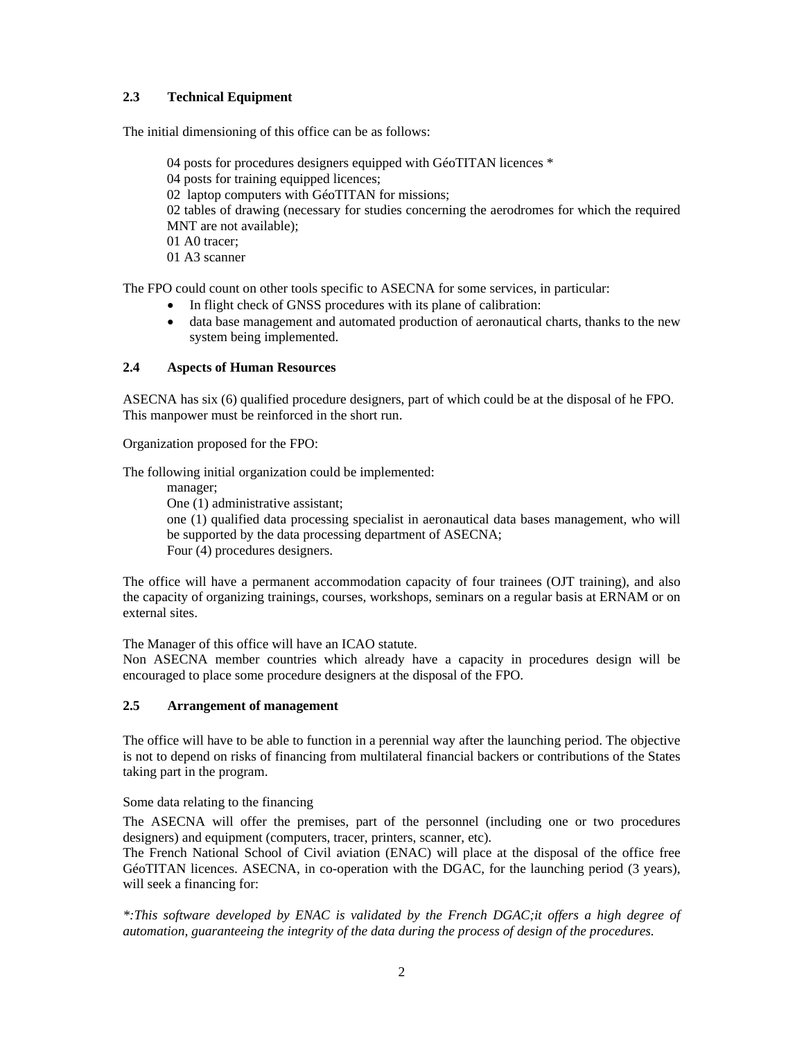### 2.3 Technical Equipment

The initial dimensioning of this office can be as follows:

04 posts for procedures designers equipped with GéoTITAN licences *
04 posts for training equipped licences;
02 laptop computers with GéoTITAN for missions;
02 tables of drawing (necessary for studies concerning the aerodromes for which the required MNT are not available);
01 A0 tracer;
01 A3 scanner

The FPO could count on other tools specific to ASECNA for some services, in particular:

- In flight check of GNSS procedures with its plane of calibration:
- data base management and automated production of aeronautical charts, thanks to the new system being implemented.

### 2.4 Aspects of Human Resources

ASECNA has six (6) qualified procedure designers, part of which could be at the disposal of he FPO. This manpower must be reinforced in the short run.

Organization proposed for the FPO:

The following initial organization could be implemented:

manager;
One (1) administrative assistant;
one (1) qualified data processing specialist in aeronautical data bases management, who will be supported by the data processing department of ASECNA;
Four (4) procedures designers.

The office will have a permanent accommodation capacity of four trainees (OJT training), and also the capacity of organizing trainings, courses, workshops, seminars on a regular basis at ERNAM or on external sites.

The Manager of this office will have an ICAO statute.
Non ASECNA member countries which already have a capacity in procedures design will be encouraged to place some procedure designers at the disposal of the FPO.

### 2.5 Arrangement of management

The office will have to be able to function in a perennial way after the launching period. The objective is not to depend on risks of financing from multilateral financial backers or contributions of the States taking part in the program.

Some data relating to the financing

The ASECNA will offer the premises, part of the personnel (including one or two procedures designers) and equipment (computers, tracer, printers, scanner, etc).
The French National School of Civil aviation (ENAC) will place at the disposal of the office free GéoTITAN licences. ASECNA, in co-operation with the DGAC, for the launching period (3 years), will seek a financing for:

*\*:This software developed by ENAC is validated by the French DGAC;it offers a high degree of automation, guaranteeing the integrity of the data during the process of design of the procedures.*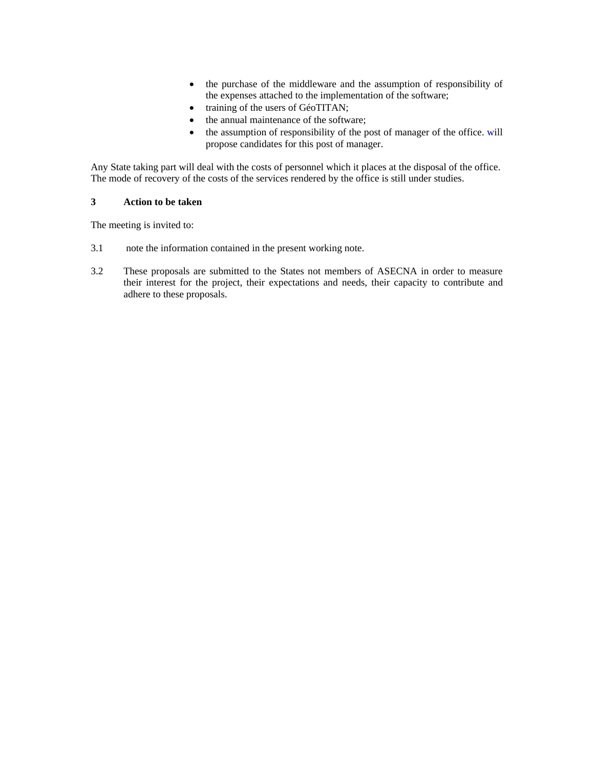- the purchase of the middleware and the assumption of responsibility of the expenses attached to the implementation of the software;
- training of the users of GéoTITAN;
- the annual maintenance of the software;
- the assumption of responsibility of the post of manager of the office. will propose candidates for this post of manager.

Any State taking part will deal with the costs of personnel which it places at the disposal of the office. The mode of recovery of the costs of the services rendered by the office is still under studies.

## 3 Action to be taken

The meeting is invited to:

3.1 note the information contained in the present working note.

3.2 These proposals are submitted to the States not members of ASECNA in order to measure their interest for the project, their expectations and needs, their capacity to contribute and adhere to these proposals.